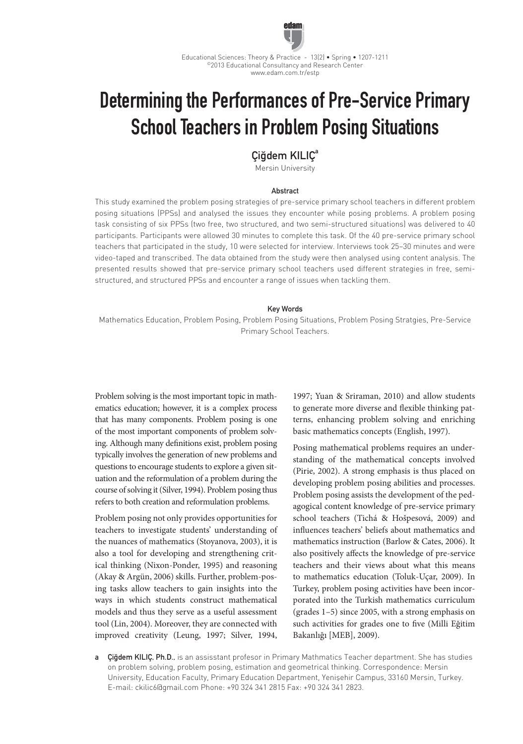# Determining the Performances of Pre-Service Primary School Teachers in Problem Posing Situations

**Çiğdem KILIÇ**[a]

Mersin University

### Abstract

This study examined the problem posing strategies of pre-service primary school teachers in different problem posing situations (PPSs) and analysed the issues they encounter while posing problems. A problem posing task consisting of six PPSs (two free, two structured, and two semi-structured situations) was delivered to 40 participants. Participants were allowed 30 minutes to complete this task. Of the 40 pre-service primary school teachers that participated in the study, 10 were selected for interview. Interviews took 25–30 minutes and were video-taped and transcribed. The data obtained from the study were then analysed using content analysis. The presented results showed that pre-service primary school teachers used different strategies in free, semi-structured, and structured PPSs and encounter a range of issues when tackling them.

### Key Words

Mathematics Education, Problem Posing, Problem Posing Situations, Problem Posing Stratgies, Pre-Service Primary School Teachers.

Problem solving is the most important topic in mathematics education; however, it is a complex process that has many components. Problem posing is one of the most important components of problem solving. Although many definitions exist, problem posing typically involves the generation of new problems and questions to encourage students to explore a given situation and the reformulation of a problem during the course of solving it (Silver, 1994). Problem posing thus refers to both creation and reformulation problems.

Problem posing not only provides opportunities for teachers to investigate students' understanding of the nuances of mathematics (Stoyanova, 2003), it is also a tool for developing and strengthening critical thinking (Nixon-Ponder, 1995) and reasoning (Akay & Argün, 2006) skills. Further, problem-posing tasks allow teachers to gain insights into the ways in which students construct mathematical models and thus they serve as a useful assessment tool (Lin, 2004). Moreover, they are connected with improved creativity (Leung, 1997; Silver, 1994, 1997; Yuan & Sriraman, 2010) and allow students to generate more diverse and flexible thinking patterns, enhancing problem solving and enriching basic mathematics concepts (English, 1997).

Posing mathematical problems requires an understanding of the mathematical concepts involved (Pirie, 2002). A strong emphasis is thus placed on developing problem posing abilities and processes. Problem posing assists the development of the pedagogical content knowledge of pre-service primary school teachers (Tichá & Hošpesová, 2009) and influences teachers' beliefs about mathematics and mathematics instruction (Barlow & Cates, 2006). It also positively affects the knowledge of pre-service teachers and their views about what this means to mathematics education (Toluk-Uçar, 2009). In Turkey, problem posing activities have been incorporated into the Turkish mathematics curriculum (grades 1–5) since 2005, with a strong emphasis on such activities for grades one to five (Milli Eğitim Bakanlığı [MEB], 2009).

[a] **Çiğdem KILIÇ, Ph.D.**, is an assisstant profesor in Primary Mathmatics Teacher department. She has studies on problem solving, problem posing, estimation and geometrical thinking. Correspondence: Mersin University, Education Faculty, Primary Education Department, Yenişehir Campus, 33160 Mersin, Turkey. E-mail: ckilic6@gmail.com Phone: +90 324 341 2815 Fax: +90 324 341 2823.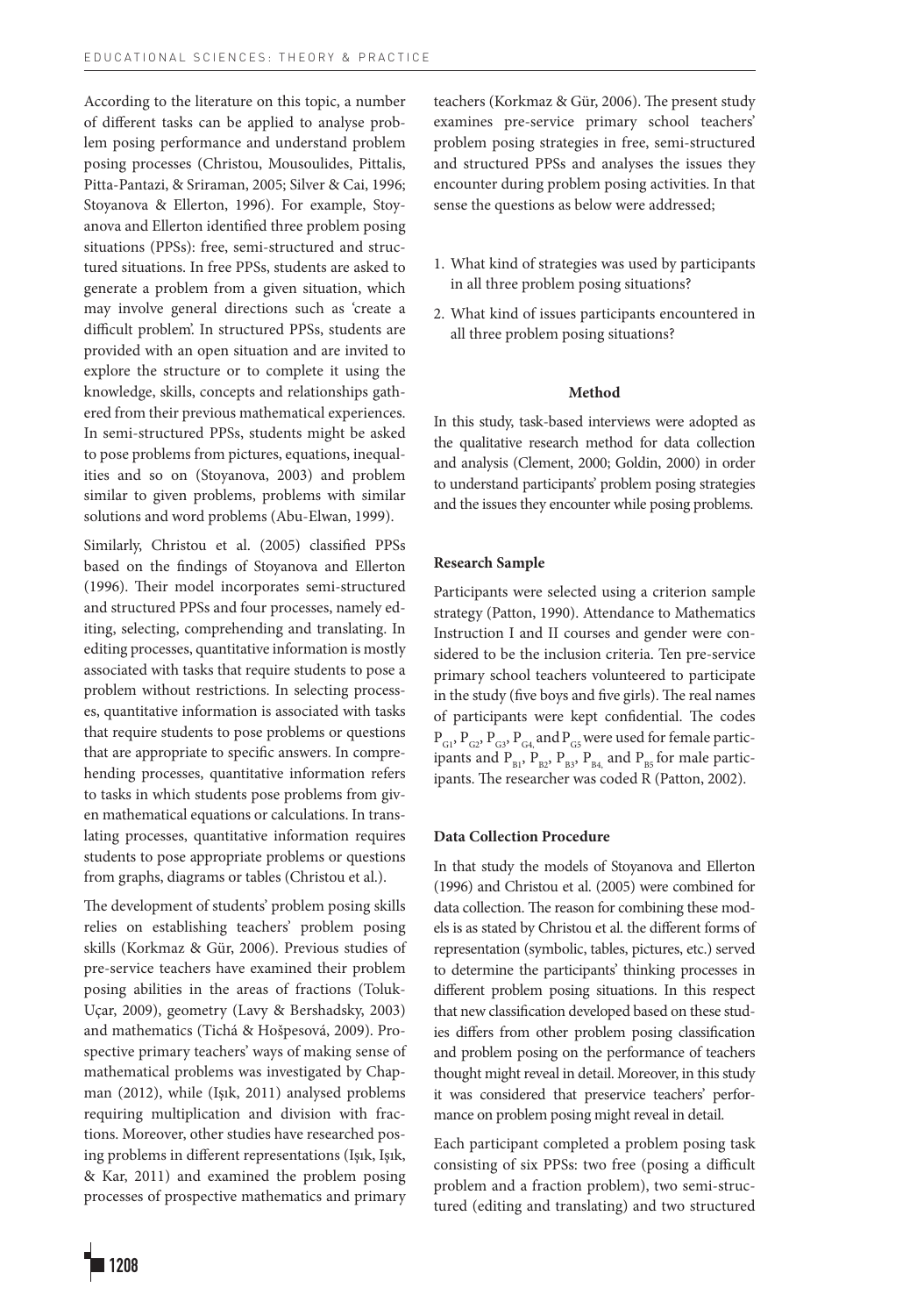According to the literature on this topic, a number of different tasks can be applied to analyse problem posing performance and understand problem posing processes (Christou, Mousoulides, Pittalis, Pitta-Pantazi, & Sriraman, 2005; Silver & Cai, 1996; Stoyanova & Ellerton, 1996). For example, Stoyanova and Ellerton identified three problem posing situations (PPSs): free, semi-structured and structured situations. In free PPSs, students are asked to generate a problem from a given situation, which may involve general directions such as 'create a difficult problem'. In structured PPSs, students are provided with an open situation and are invited to explore the structure or to complete it using the knowledge, skills, concepts and relationships gathered from their previous mathematical experiences. In semi-structured PPSs, students might be asked to pose problems from pictures, equations, inequalities and so on (Stoyanova, 2003) and problem similar to given problems, problems with similar solutions and word problems (Abu-Elwan, 1999).

Similarly, Christou et al. (2005) classified PPSs based on the findings of Stoyanova and Ellerton (1996). Their model incorporates semi-structured and structured PPSs and four processes, namely editing, selecting, comprehending and translating. In editing processes, quantitative information is mostly associated with tasks that require students to pose a problem without restrictions. In selecting processes, quantitative information is associated with tasks that require students to pose problems or questions that are appropriate to specific answers. In comprehending processes, quantitative information refers to tasks in which students pose problems from given mathematical equations or calculations. In translating processes, quantitative information requires students to pose appropriate problems or questions from graphs, diagrams or tables (Christou et al.).

The development of students' problem posing skills relies on establishing teachers' problem posing skills (Korkmaz & Gür, 2006). Previous studies of pre-service teachers have examined their problem posing abilities in the areas of fractions (Toluk-Uçar, 2009), geometry (Lavy & Bershadsky, 2003) and mathematics (Tichá & Hošpesová, 2009). Prospective primary teachers' ways of making sense of mathematical problems was investigated by Chapman (2012), while (Işık, 2011) analysed problems requiring multiplication and division with fractions. Moreover, other studies have researched posing problems in different representations (Işık, Işık, & Kar, 2011) and examined the problem posing processes of prospective mathematics and primary teachers (Korkmaz & Gür, 2006). The present study examines pre-service primary school teachers' problem posing strategies in free, semi-structured and structured PPSs and analyses the issues they encounter during problem posing activities. In that sense the questions as below were addressed;

1. What kind of strategies was used by participants in all three problem posing situations?
2. What kind of issues participants encountered in all three problem posing situations?

## Method

In this study, task-based interviews were adopted as the qualitative research method for data collection and analysis (Clement, 2000; Goldin, 2000) in order to understand participants' problem posing strategies and the issues they encounter while posing problems.

### Research Sample

Participants were selected using a criterion sample strategy (Patton, 1990). Attendance to Mathematics Instruction I and II courses and gender were considered to be the inclusion criteria. Ten pre-service primary school teachers volunteered to participate in the study (five boys and five girls). The real names of participants were kept confidential. The codes $P_{G1}$, $P_{G2}$, $P_{G3}$, $P_{G4}$ and $P_{G5}$ were used for female participants and $P_{B1}$, $P_{B2}$, $P_{B3}$, $P_{B4}$ and $P_{B5}$ for male participants. The researcher was coded R (Patton, 2002).

### Data Collection Procedure

In that study the models of Stoyanova and Ellerton (1996) and Christou et al. (2005) were combined for data collection. The reason for combining these models is as stated by Christou et al. the different forms of representation (symbolic, tables, pictures, etc.) served to determine the participants' thinking processes in different problem posing situations. In this respect that new classification developed based on these studies differs from other problem posing classification and problem posing on the performance of teachers thought might reveal in detail. Moreover, in this study it was considered that preservice teachers' performance on problem posing might reveal in detail.

Each participant completed a problem posing task consisting of six PPSs: two free (posing a difficult problem and a fraction problem), two semi-structured (editing and translating) and two structured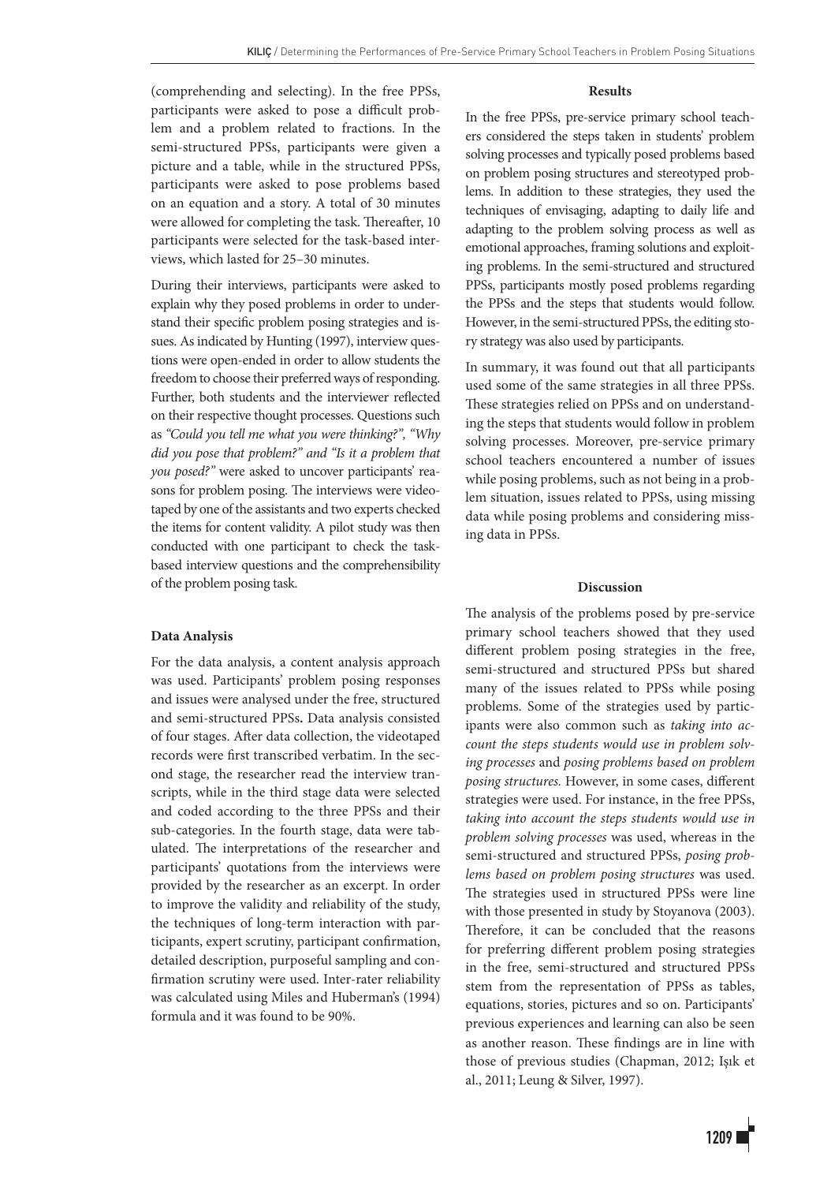(comprehending and selecting). In the free PPSs, participants were asked to pose a difficult problem and a problem related to fractions. In the semi-structured PPSs, participants were given a picture and a table, while in the structured PPSs, participants were asked to pose problems based on an equation and a story. A total of 30 minutes were allowed for completing the task. Thereafter, 10 participants were selected for the task-based interviews, which lasted for 25–30 minutes.

During their interviews, participants were asked to explain why they posed problems in order to understand their specific problem posing strategies and issues. As indicated by Hunting (1997), interview questions were open-ended in order to allow students the freedom to choose their preferred ways of responding. Further, both students and the interviewer reflected on their respective thought processes. Questions such as *"Could you tell me what you were thinking?", "Why did you pose that problem?" and "Is it a problem that you posed?"* were asked to uncover participants' reasons for problem posing. The interviews were videotaped by one of the assistants and two experts checked the items for content validity. A pilot study was then conducted with one participant to check the task-based interview questions and the comprehensibility of the problem posing task.

### Data Analysis

For the data analysis, a content analysis approach was used. Participants' problem posing responses and issues were analysed under the free, structured and semi-structured PPSs**.** Data analysis consisted of four stages. After data collection, the videotaped records were first transcribed verbatim. In the second stage, the researcher read the interview transcripts, while in the third stage data were selected and coded according to the three PPSs and their sub-categories. In the fourth stage, data were tabulated. The interpretations of the researcher and participants' quotations from the interviews were provided by the researcher as an excerpt. In order to improve the validity and reliability of the study, the techniques of long-term interaction with participants, expert scrutiny, participant confirmation, detailed description, purposeful sampling and confirmation scrutiny were used. Inter-rater reliability was calculated using Miles and Huberman's (1994) formula and it was found to be 90%.

## Results

In the free PPSs, pre-service primary school teachers considered the steps taken in students' problem solving processes and typically posed problems based on problem posing structures and stereotyped problems. In addition to these strategies, they used the techniques of envisaging, adapting to daily life and adapting to the problem solving process as well as emotional approaches, framing solutions and exploiting problems. In the semi-structured and structured PPSs, participants mostly posed problems regarding the PPSs and the steps that students would follow. However, in the semi-structured PPSs, the editing story strategy was also used by participants.

In summary, it was found out that all participants used some of the same strategies in all three PPSs. These strategies relied on PPSs and on understanding the steps that students would follow in problem solving processes. Moreover, pre-service primary school teachers encountered a number of issues while posing problems, such as not being in a problem situation, issues related to PPSs, using missing data while posing problems and considering missing data in PPSs.

## Discussion

The analysis of the problems posed by pre-service primary school teachers showed that they used different problem posing strategies in the free, semi-structured and structured PPSs but shared many of the issues related to PPSs while posing problems. Some of the strategies used by participants were also common such as *taking into account the steps students would use in problem solving processes* and *posing problems based on problem posing structures.* However, in some cases, different strategies were used. For instance, in the free PPSs, *taking into account the steps students would use in problem solving processes* was used, whereas in the semi-structured and structured PPSs, *posing problems based on problem posing structures* was used. The strategies used in structured PPSs were line with those presented in study by Stoyanova (2003). Therefore, it can be concluded that the reasons for preferring different problem posing strategies in the free, semi-structured and structured PPSs stem from the representation of PPSs as tables, equations, stories, pictures and so on. Participants' previous experiences and learning can also be seen as another reason. These findings are in line with those of previous studies (Chapman, 2012; Işık et al., 2011; Leung & Silver, 1997).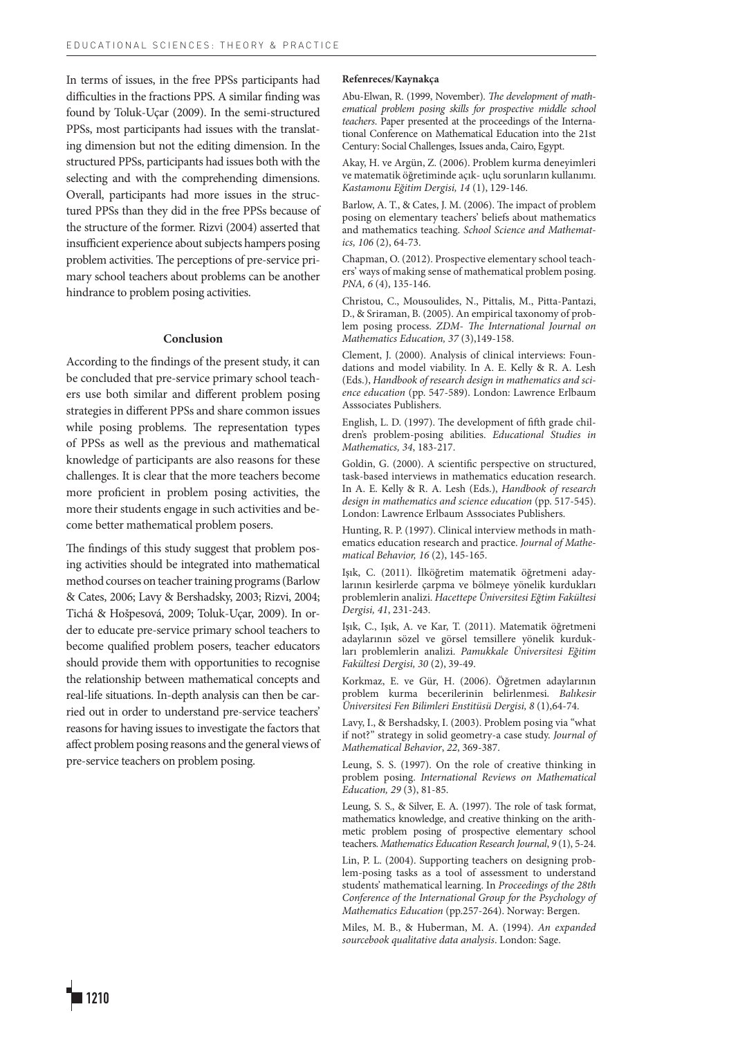In terms of issues, in the free PPSs participants had difficulties in the fractions PPS. A similar finding was found by Toluk-Uçar (2009). In the semi-structured PPSs, most participants had issues with the translating dimension but not the editing dimension. In the structured PPSs, participants had issues both with the selecting and with the comprehending dimensions. Overall, participants had more issues in the structured PPSs than they did in the free PPSs because of the structure of the former. Rizvi (2004) asserted that insufficient experience about subjects hampers posing problem activities. The perceptions of pre-service primary school teachers about problems can be another hindrance to problem posing activities.

## Conclusion

According to the findings of the present study, it can be concluded that pre-service primary school teachers use both similar and different problem posing strategies in different PPSs and share common issues while posing problems. The representation types of PPSs as well as the previous and mathematical knowledge of participants are also reasons for these challenges. It is clear that the more teachers become more proficient in problem posing activities, the more their students engage in such activities and become better mathematical problem posers.

The findings of this study suggest that problem posing activities should be integrated into mathematical method courses on teacher training programs (Barlow & Cates, 2006; Lavy & Bershadsky, 2003; Rizvi, 2004; Tichá & Hošpesová, 2009; Toluk-Uçar, 2009). In order to educate pre-service primary school teachers to become qualified problem posers, teacher educators should provide them with opportunities to recognise the relationship between mathematical concepts and real-life situations. In-depth analysis can then be carried out in order to understand pre-service teachers' reasons for having issues to investigate the factors that affect problem posing reasons and the general views of pre-service teachers on problem posing.

**Refenreces/Kaynakça**

Abu-Elwan, R. (1999, November). *The development of mathematical problem posing skills for prospective middle school teachers*. Paper presented at the proceedings of the International Conference on Mathematical Education into the 21st Century: Social Challenges, Issues anda, Cairo, Egypt.

Akay, H. ve Argün, Z. (2006). Problem kurma deneyimleri ve matematik öğretiminde açık- uçlu sorunların kullanımı. *Kastamonu Eğitim Dergisi, 14* (1), 129-146.

Barlow, A. T., & Cates, J. M. (2006). The impact of problem posing on elementary teachers' beliefs about mathematics and mathematics teaching. *School Science and Mathematics, 106* (2), 64-73.

Chapman, O. (2012). Prospective elementary school teachers' ways of making sense of mathematical problem posing. *PNA, 6* (4), 135-146.

Christou, C., Mousoulides, N., Pittalis, M., Pitta-Pantazi, D., & Sriraman, B. (2005). An empirical taxonomy of problem posing process. *ZDM- The International Journal on Mathematics Education, 37* (3),149-158.

Clement, J. (2000). Analysis of clinical interviews: Foundations and model viability. In A. E. Kelly & R. A. Lesh (Eds.), *Handbook of research design in mathematics and science education* (pp. 547-589). London: Lawrence Erlbaum Asssociates Publishers.

English, L. D. (1997). The development of fifth grade children's problem-posing abilities. *Educational Studies in Mathematics, 34*, 183-217.

Goldin, G. (2000). A scientific perspective on structured, task-based interviews in mathematics education research. In A. E. Kelly & R. A. Lesh (Eds.), *Handbook of research design in mathematics and science education* (pp. 517-545). London: Lawrence Erlbaum Asssociates Publishers.

Hunting, R. P. (1997). Clinical interview methods in mathematics education research and practice. *Journal of Mathematical Behavior, 16* (2), 145-165.

Işık, C. (2011). İlköğretim matematik öğretmeni adaylarının kesirlerde çarpma ve bölmeye yönelik kurdukları problemlerin analizi. *Hacettepe Üniversitesi Eğitim Fakültesi Dergisi, 41*, 231-243.

Işık, C., Işık, A. ve Kar, T. (2011). Matematik öğretmeni adaylarının sözel ve görsel temsillere yönelik kurdukları problemlerin analizi. *Pamukkale Üniversitesi Eğitim Fakültesi Dergisi, 30* (2), 39-49.

Korkmaz, E. ve Gür, H. (2006). Öğretmen adaylarının problem kurma becerilerinin belirlenmesi. *Balıkesir Üniversitesi Fen Bilimleri Enstitüsü Dergisi, 8* (1),64-74.

Lavy, I., & Bershadsky, I. (2003). Problem posing via "what if not?" strategy in solid geometry-a case study. *Journal of Mathematical Behavior*, *22*, 369-387.

Leung, S. S. (1997). On the role of creative thinking in problem posing. *International Reviews on Mathematical Education, 29* (3), 81-85.

Leung, S. S., & Silver, E. A. (1997). The role of task format, mathematics knowledge, and creative thinking on the arithmetic problem posing of prospective elementary school teachers. *Mathematics Education Research Journal*, *9* (1), 5-24.

Lin, P. L. (2004). Supporting teachers on designing problem-posing tasks as a tool of assessment to understand students' mathematical learning. In *Proceedings of the 28th Conference of the International Group for the Psychology of Mathematics Education* (pp.257-264). Norway: Bergen.

Miles, M. B., & Huberman, M. A. (1994). *An expanded sourcebook qualitative data analysis*. London: Sage.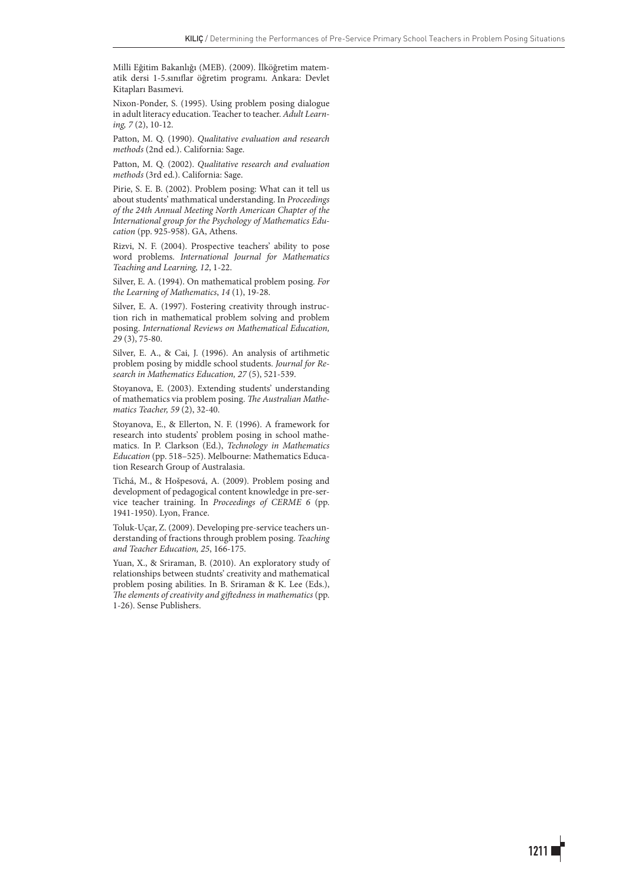Milli Eğitim Bakanlığı (MEB). (2009). İlköğretim matematik dersi 1-5.sınıflar öğretim programı. Ankara: Devlet Kitapları Basımevi.

Nixon-Ponder, S. (1995). Using problem posing dialogue in adult literacy education. Teacher to teacher. *Adult Learning, 7* (2), 10-12.

Patton, M. Q. (1990). *Qualitative evaluation and research methods* (2nd ed.). California: Sage.

Patton, M. Q. (2002). *Qualitative research and evaluation methods* (3rd ed.). California: Sage.

Pirie, S. E. B. (2002). Problem posing: What can it tell us about students' mathmatical understanding. In *Proceedings of the 24th Annual Meeting North American Chapter of the International group for the Psychology of Mathematics Education* (pp. 925-958). GA, Athens.

Rizvi, N. F. (2004). Prospective teachers' ability to pose word problems. *International Journal for Mathematics Teaching and Learning, 12*, 1-22.

Silver, E. A. (1994). On mathematical problem posing. *For the Learning of Mathematics*, *14* (1), 19-28.

Silver, E. A. (1997). Fostering creativity through instruction rich in mathematical problem solving and problem posing. *International Reviews on Mathematical Education, 29* (3), 75-80.

Silver, E. A., & Cai, J. (1996). An analysis of artihmetic problem posing by middle school students. *Journal for Research in Mathematics Education, 27* (5), 521-539.

Stoyanova, E. (2003). Extending students' understanding of mathematics via problem posing. *The Australian Mathematics Teacher, 59* (2), 32-40.

Stoyanova, E., & Ellerton, N. F. (1996). A framework for research into students' problem posing in school mathematics. In P. Clarkson (Ed.), *Technology in Mathematics Education* (pp. 518–525). Melbourne: Mathematics Education Research Group of Australasia.

Tichá, M., & Hošpesová, A. (2009). Problem posing and development of pedagogical content knowledge in pre-service teacher training. In *Proceedings of CERME 6* (pp. 1941-1950). Lyon, France.

Toluk-Uçar, Z. (2009). Developing pre-service teachers understanding of fractions through problem posing. *Teaching and Teacher Education, 25*, 166-175.

Yuan, X., & Sriraman, B. (2010). An exploratory study of relationships between studnts' creativity and mathematical problem posing abilities. In B. Sriraman & K. Lee (Eds.), *The elements of creativity and giftedness in mathematics* (pp. 1-26). Sense Publishers.